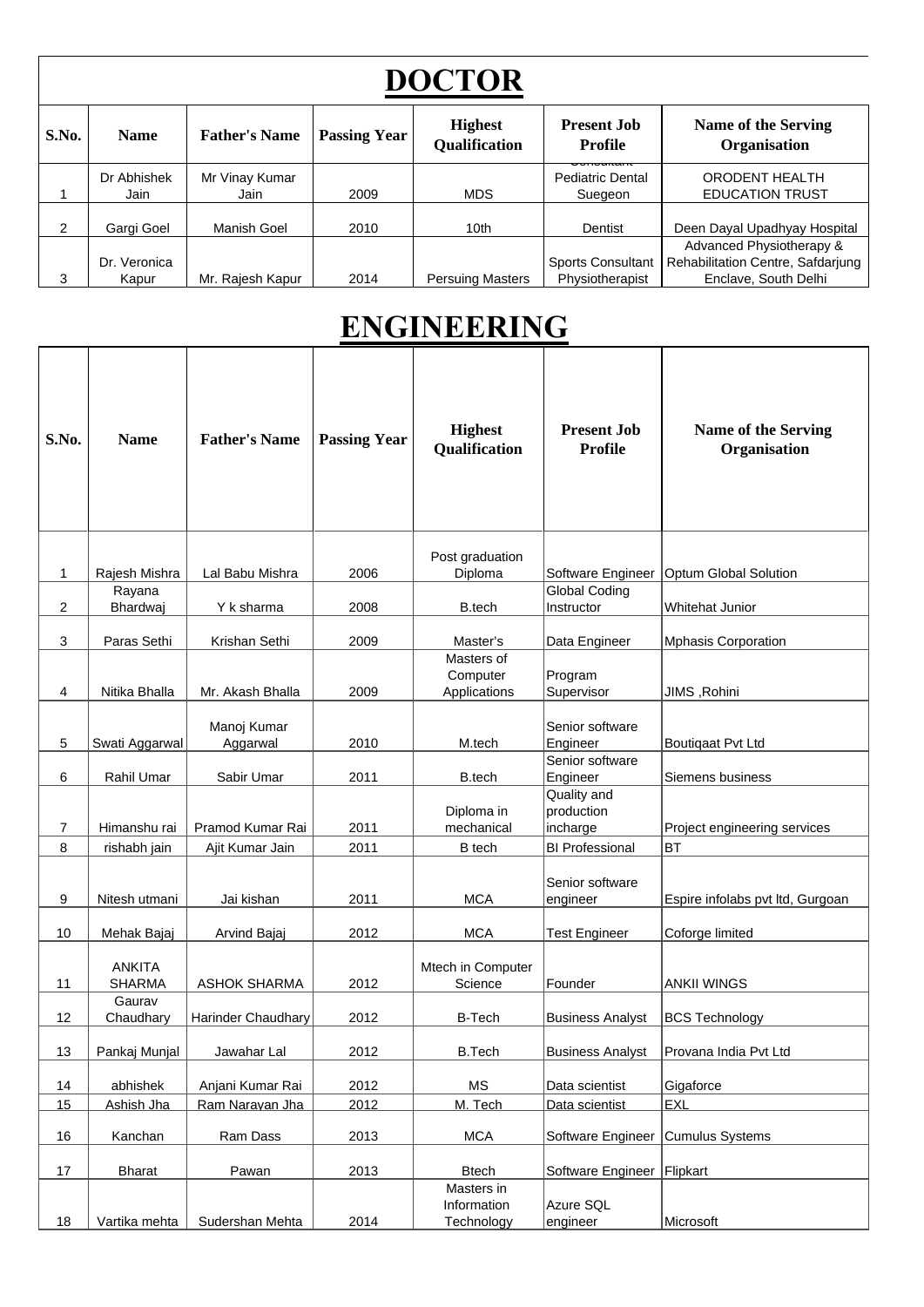# DOCTOR

| S.No. | Name | Father's Name | Passing Year | Highest Qualification | Present Job Profile | Name of the Serving Organisation |
|---|---|---|---|---|---|---|
| 1 | Dr Abhishek Jain | Mr Vinay Kumar Jain | 2009 | MDS | Consultant Pediatric Dental Suegeon | ORODENT HEALTH EDUCATION TRUST |
| 2 | Gargi Goel | Manish Goel | 2010 | 10th | Dentist | Deen Dayal Upadhyay Hospital |
| 3 | Dr. Veronica Kapur | Mr. Rajesh Kapur | 2014 | Persuing Masters | Sports Consultant Physiotherapist | Advanced Physiotherapy & Rehabilitation Centre, Safdarjung Enclave, South Delhi |

# ENGINEERING

| S.No. | Name | Father's Name | Passing Year | Highest Qualification | Present Job Profile | Name of the Serving Organisation |
|---|---|---|---|---|---|---|
| 1 | Rajesh Mishra | Lal Babu Mishra | 2006 | Post graduation Diploma | Software Engineer | Optum Global Solution |
| 2 | Rayana Bhardwaj | Y k sharma | 2008 | B.tech | Global Coding Instructor | Whitehat Junior |
| 3 | Paras Sethi | Krishan Sethi | 2009 | Master's | Data Engineer | Mphasis Corporation |
| 4 | Nitika Bhalla | Mr. Akash Bhalla | 2009 | Masters of Computer Applications | Program Supervisor | JIMS ,Rohini |
| 5 | Swati Aggarwal | Manoj Kumar Aggarwal | 2010 | M.tech | Senior software Engineer | Boutiqaat Pvt Ltd |
| 6 | Rahil Umar | Sabir Umar | 2011 | B.tech | Senior software Engineer | Siemens business |
| 7 | Himanshu rai | Pramod Kumar Rai | 2011 | Diploma in mechanical | Quality and production incharge | Project engineering services |
| 8 | rishabh jain | Ajit Kumar Jain | 2011 | B tech | BI Professional | BT |
| 9 | Nitesh utmani | Jai kishan | 2011 | MCA | Senior software engineer | Espire infolabs pvt ltd, Gurgoan |
| 10 | Mehak Bajaj | Arvind Bajaj | 2012 | MCA | Test Engineer | Coforge limited |
| 11 | ANKITA SHARMA | ASHOK SHARMA | 2012 | Mtech in Computer Science | Founder | ANKII WINGS |
| 12 | Gaurav Chaudhary | Harinder Chaudhary | 2012 | B-Tech | Business Analyst | BCS Technology |
| 13 | Pankaj Munjal | Jawahar Lal | 2012 | B.Tech | Business Analyst | Provana India Pvt Ltd |
| 14 | abhishek | Anjani Kumar Rai | 2012 | MS | Data scientist | Gigaforce |
| 15 | Ashish Jha | Ram Narayan Jha | 2012 | M. Tech | Data scientist | EXL |
| 16 | Kanchan | Ram Dass | 2013 | MCA | Software Engineer | Cumulus Systems |
| 17 | Bharat | Pawan | 2013 | Btech | Software Engineer | Flipkart |
| 18 | Vartika mehta | Sudershan Mehta | 2014 | Masters in Information Technology | Azure SQL engineer | Microsoft |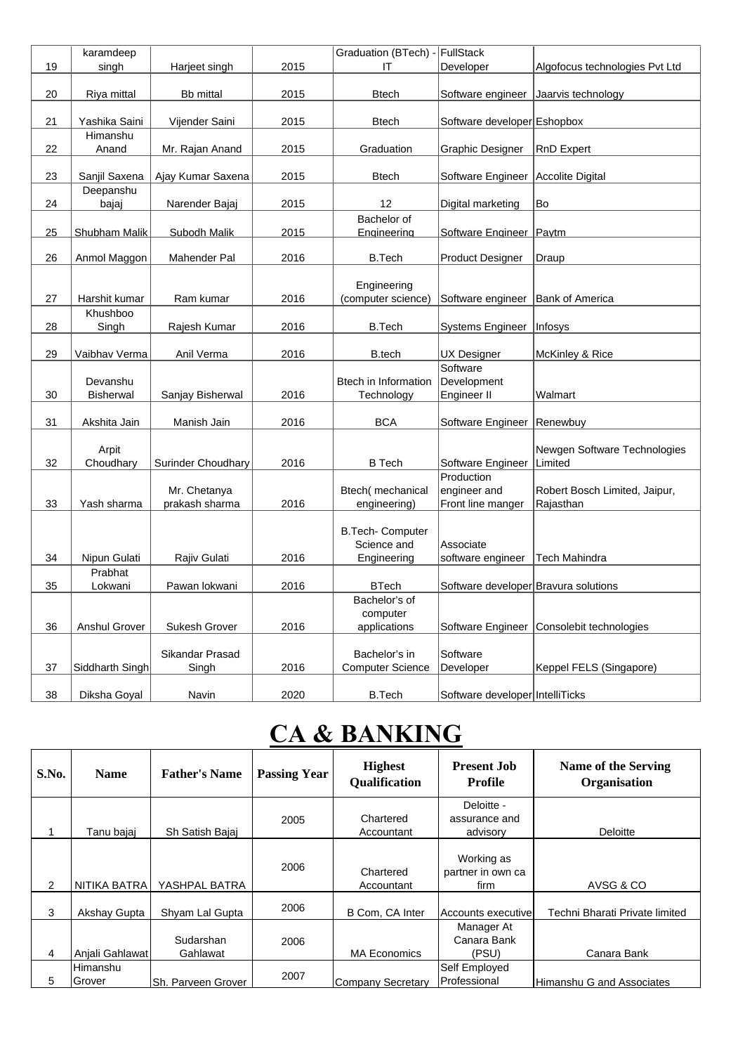| | | | | | | |
|---|---|---|---|---|---|---|
| 19 | karamdeep singh | Harjeet singh | 2015 | Graduation (BTech) - IT | FullStack Developer | Algofocus technologies Pvt Ltd |
| 20 | Riya mittal | Bb mittal | 2015 | Btech | Software engineer | Jaarvis technology |
| 21 | Yashika Saini | Vijender Saini | 2015 | Btech | Software developer | Eshopbox |
| 22 | Himanshu Anand | Mr. Rajan Anand | 2015 | Graduation | Graphic Designer | RnD Expert |
| 23 | Sanjil Saxena | Ajay Kumar Saxena | 2015 | Btech | Software Engineer | Accolite Digital |
| 24 | Deepanshu bajaj | Narender Bajaj | 2015 | 12 | Digital marketing | Bo |
| 25 | Shubham Malik | Subodh Malik | 2015 | Bachelor of Engineering | Software Engineer | Paytm |
| 26 | Anmol Maggon | Mahender Pal | 2016 | B.Tech | Product Designer | Draup |
| 27 | Harshit kumar | Ram kumar | 2016 | Engineering (computer science) | Software engineer | Bank of America |
| 28 | Khushboo Singh | Rajesh Kumar | 2016 | B.Tech | Systems Engineer | Infosys |
| 29 | Vaibhav Verma | Anil Verma | 2016 | B.tech | UX Designer | McKinley & Rice |
| 30 | Devanshu Bisherwal | Sanjay Bisherwal | 2016 | Btech in Information Technology | Software Development Engineer II | Walmart |
| 31 | Akshita Jain | Manish Jain | 2016 | BCA | Software Engineer | Renewbuy |
| 32 | Arpit Choudhary | Surinder Choudhary | 2016 | B Tech | Software Engineer | Newgen Software Technologies Limited |
| 33 | Yash sharma | Mr. Chetanya prakash sharma | 2016 | Btech( mechanical engineering) | Production engineer and Front line manger | Robert Bosch Limited, Jaipur, Rajasthan |
| 34 | Nipun Gulati | Rajiv Gulati | 2016 | B.Tech- Computer Science and Engineering | Associate software engineer | Tech Mahindra |
| 35 | Prabhat Lokwani | Pawan lokwani | 2016 | BTech | Software developer | Bravura solutions |
| 36 | Anshul Grover | Sukesh Grover | 2016 | Bachelor's of computer applications | Software Engineer | Consolebit technologies |
| 37 | Siddharth Singh | Sikandar Prasad Singh | 2016 | Bachelor's in Computer Science | Software Developer | Keppel FELS (Singapore) |
| 38 | Diksha Goyal | Navin | 2020 | B.Tech | Software developer | IntelliTicks |

# CA & BANKING

| S.No. | Name | Father's Name | Passing Year | Highest Qualification | Present Job Profile | Name of the Serving Organisation |
|---|---|---|---|---|---|---|
| 1 | Tanu bajaj | Sh Satish Bajaj | 2005 | Chartered Accountant | Deloitte - assurance and advisory | Deloitte |
| 2 | NITIKA BATRA | YASHPAL BATRA | 2006 | Chartered Accountant | Working as partner in own ca firm | AVSG & CO |
| 3 | Akshay Gupta | Shyam Lal Gupta | 2006 | B Com, CA Inter | Accounts executive | Techni Bharati Private limited |
| 4 | Anjali Gahlawat | Sudarshan Gahlawat | 2006 | MA Economics | Manager At Canara Bank (PSU) | Canara Bank |
| 5 | Himanshu Grover | Sh. Parveen Grover | 2007 | Company Secretary | Self Employed Professional | Himanshu G and Associates |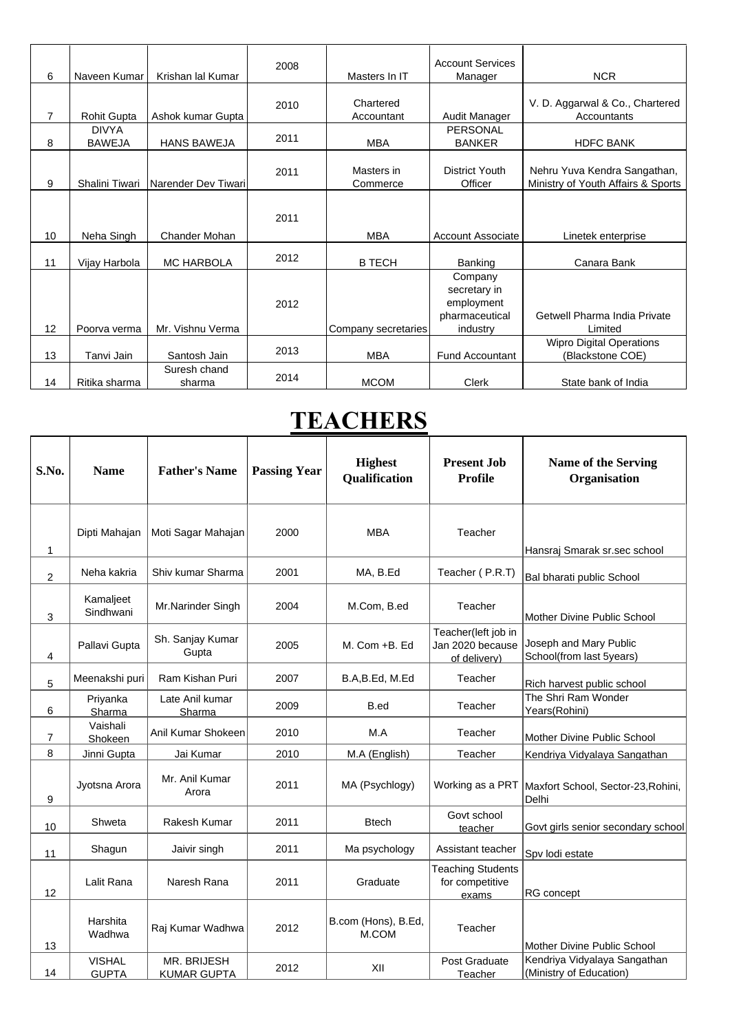| 6 | Naveen Kumar | Krishan lal Kumar | 2008 | Masters In IT | Account Services Manager | NCR |
|---|---|---|---|---|---|---|
| 7 | Rohit Gupta | Ashok kumar Gupta | 2010 | Chartered Accountant | Audit Manager | V. D. Aggarwal & Co., Chartered Accountants |
| 8 | DIVYA BAWEJA | HANS BAWEJA | 2011 | MBA | PERSONAL BANKER | HDFC BANK |
| 9 | Shalini Tiwari | Narender Dev Tiwari | 2011 | Masters in Commerce | District Youth Officer | Nehru Yuva Kendra Sangathan, Ministry of Youth Affairs & Sports |
| 10 | Neha Singh | Chander Mohan | 2011 | MBA | Account Associate | Linetek enterprise |
| 11 | Vijay Harbola | MC HARBOLA | 2012 | B TECH | Banking | Canara Bank |
| 12 | Poorva verma | Mr. Vishnu Verma | 2012 | Company secretaries | Company secretary in employment pharmaceutical industry | Getwell Pharma India Private Limited |
| 13 | Tanvi Jain | Santosh Jain | 2013 | MBA | Fund Accountant | Wipro Digital Operations (Blackstone COE) |
| 14 | Ritika sharma | Suresh chand sharma | 2014 | MCOM | Clerk | State bank of India |

# TEACHERS

| S.No. | Name | Father's Name | Passing Year | Highest Qualification | Present Job Profile | Name of the Serving Organisation |
|---|---|---|---|---|---|---|
| 1 | Dipti Mahajan | Moti Sagar Mahajan | 2000 | MBA | Teacher | Hansraj Smarak sr.sec school |
| 2 | Neha kakria | Shiv kumar Sharma | 2001 | MA, B.Ed | Teacher ( P.R.T) | Bal bharati public School |
| 3 | Kamaljeet Sindhwani | Mr.Narinder Singh | 2004 | M.Com, B.ed | Teacher | Mother Divine Public School |
| 4 | Pallavi Gupta | Sh. Sanjay Kumar Gupta | 2005 | M. Com +B. Ed | Teacher(left job in Jan 2020 because of delivery) | Joseph and Mary Public School(from last 5years) |
| 5 | Meenakshi puri | Ram Kishan Puri | 2007 | B.A,B.Ed, M.Ed | Teacher | Rich harvest public school |
| 6 | Priyanka Sharma | Late Anil kumar Sharma | 2009 | B.ed | Teacher | The Shri Ram Wonder Years(Rohini) |
| 7 | Vaishali Shokeen | Anil Kumar Shokeen | 2010 | M.A | Teacher | Mother Divine Public School |
| 8 | Jinni Gupta | Jai Kumar | 2010 | M.A (English) | Teacher | Kendriya Vidyalaya Sangathan |
| 9 | Jyotsna Arora | Mr. Anil Kumar Arora | 2011 | MA (Psychlogy) | Working as a PRT | Maxfort School, Sector-23,Rohini, Delhi |
| 10 | Shweta | Rakesh Kumar | 2011 | Btech | Govt school teacher | Govt girls senior secondary school |
| 11 | Shagun | Jaivir singh | 2011 | Ma psychology | Assistant teacher | Spv lodi estate |
| 12 | Lalit Rana | Naresh Rana | 2011 | Graduate | Teaching Students for competitive exams | RG concept |
| 13 | Harshita Wadhwa | Raj Kumar Wadhwa | 2012 | B.com (Hons), B.Ed, M.COM | Teacher | Mother Divine Public School |
| 14 | VISHAL GUPTA | MR. BRIJESH KUMAR GUPTA | 2012 | XII | Post Graduate Teacher | Kendriya Vidyalaya Sangathan (Ministry of Education) |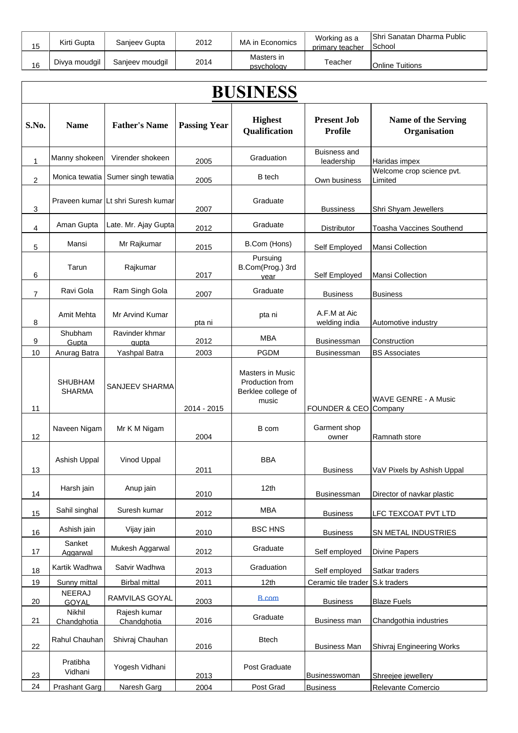| 15 | Kirti Gupta | Sanjeev Gupta | 2012 | MA in Economics | Working as a primary teacher | Shri Sanatan Dharma Public School |
|---|---|---|---|---|---|---|
| 16 | Divya moudgil | Sanjeev moudgil | 2014 | Masters in psychology | Teacher | Online Tuitions |

# BUSINESS

| S.No. | Name | Father's Name | Passing Year | Highest Qualification | Present Job Profile | Name of the Serving Organisation |
|---|---|---|---|---|---|---|
| 1 | Manny shokeen | Virender shokeen | 2005 | Graduation | Buisness and leadership | Haridas impex |
| 2 | Monica tewatia | Sumer singh tewatia | 2005 | B tech | Own business | Welcome crop science pvt. Limited |
| 3 | Praveen kumar | Lt shri Suresh kumar | 2007 | Graduate | Bussiness | Shri Shyam Jewellers |
| 4 | Aman Gupta | Late. Mr. Ajay Gupta | 2012 | Graduate | Distributor | Toasha Vaccines Southend |
| 5 | Mansi | Mr Rajkumar | 2015 | B.Com (Hons) | Self Employed | Mansi Collection |
| 6 | Tarun | Rajkumar | 2017 | Pursuing B.Com(Prog.) 3rd year | Self Employed | Mansi Collection |
| 7 | Ravi Gola | Ram Singh Gola | 2007 | Graduate | Business | Business |
| 8 | Amit Mehta | Mr Arvind Kumar | pta ni | pta ni | A.F.M at Aic welding india | Automotive industry |
| 9 | Shubham Gupta | Ravinder khmar gupta | 2012 | MBA | Businessman | Construction |
| 10 | Anurag Batra | Yashpal Batra | 2003 | PGDM | Businessman | BS Associates |
| 11 | SHUBHAM SHARMA | SANJEEV SHARMA | 2014 - 2015 | Masters in Music Production from Berklee college of music | FOUNDER & CEO | WAVE GENRE - A Music Company |
| 12 | Naveen Nigam | Mr K M Nigam | 2004 | B com | Garment shop owner | Ramnath store |
| 13 | Ashish Uppal | Vinod Uppal | 2011 | BBA | Business | VaV Pixels by Ashish Uppal |
| 14 | Harsh jain | Anup jain | 2010 | 12th | Businessman | Director of navkar plastic |
| 15 | Sahil singhal | Suresh kumar | 2012 | MBA | Business | LFC TEXCOAT PVT LTD |
| 16 | Ashish jain | Vijay jain | 2010 | BSC HNS | Business | SN METAL INDUSTRIES |
| 17 | Sanket Aggarwal | Mukesh Aggarwal | 2012 | Graduate | Self employed | Divine Papers |
| 18 | Kartik Wadhwa | Satvir Wadhwa | 2013 | Graduation | Self employed | Satkar traders |
| 19 | Sunny mittal | Birbal mittal | 2011 | 12th | Ceramic tile trader | S.k traders |
| 20 | NEERAJ GOYAL | RAMVILAS GOYAL | 2003 | B.com | Business | Blaze Fuels |
| 21 | Nikhil Chandghotia | Rajesh kumar Chandghotia | 2016 | Graduate | Business man | Chandgothia industries |
| 22 | Rahul Chauhan | Shivraj Chauhan | 2016 | Btech | Business Man | Shivraj Engineering Works |
| 23 | Pratibha Vidhani | Yogesh Vidhani | 2013 | Post Graduate | Businesswoman | Shreejee jewellery |
| 24 | Prashant Garg | Naresh Garg | 2004 | Post Grad | Business | Relevante Comercio |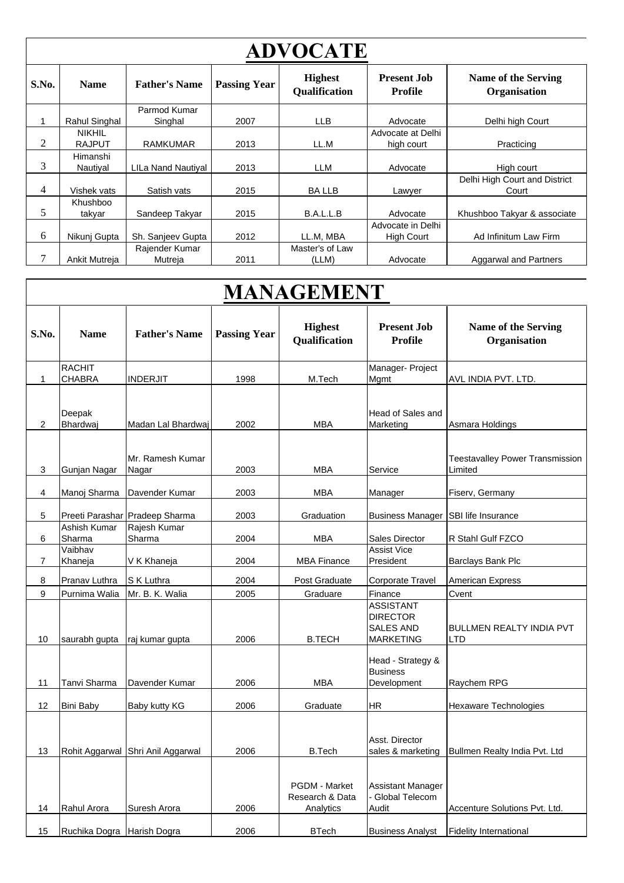# ADVOCATE

| S.No. | Name | Father's Name | Passing Year | Highest Qualification | Present Job Profile | Name of the Serving Organisation |
|---|---|---|---|---|---|---|
| 1 | Rahul Singhal | Parmod Kumar Singhal | 2007 | LLB | Advocate | Delhi high Court |
| 2 | NIKHIL RAJPUT | RAMKUMAR | 2013 | LL.M | Advocate at Delhi high court | Practicing |
| 3 | Himanshi Nautiyal | LILa Nand Nautiyal | 2013 | LLM | Advocate | High court |
| 4 | Vishek vats | Satish vats | 2015 | BA LLB | Lawyer | Delhi High Court and District Court |
| 5 | Khushboo takyar | Sandeep Takyar | 2015 | B.A.L.L.B | Advocate | Khushboo Takyar & associate |
| 6 | Nikunj Gupta | Sh. Sanjeev Gupta | 2012 | LL.M, MBA | Advocate in Delhi High Court | Ad Infinitum Law Firm |
| 7 | Ankit Mutreja | Rajender Kumar Mutreja | 2011 | Master's of Law (LLM) | Advocate | Aggarwal and Partners |

# MANAGEMENT

| S.No. | Name | Father's Name | Passing Year | Highest Qualification | Present Job Profile | Name of the Serving Organisation |
|---|---|---|---|---|---|---|
| 1 | RACHIT CHABRA | INDERJIT | 1998 | M.Tech | Manager- Project Mgmt | AVL INDIA PVT. LTD. |
| 2 | Deepak Bhardwaj | Madan Lal Bhardwaj | 2002 | MBA | Head of Sales and Marketing | Asmara Holdings |
| 3 | Gunjan Nagar | Mr. Ramesh Kumar Nagar | 2003 | MBA | Service | Teestavalley Power Transmission Limited |
| 4 | Manoj Sharma | Davender Kumar | 2003 | MBA | Manager | Fiserv, Germany |
| 5 | Preeti Parashar | Pradeep Sharma | 2003 | Graduation | Business Manager | SBI life Insurance |
| 6 | Ashish Kumar Sharma | Rajesh Kumar Sharma | 2004 | MBA | Sales Director | R Stahl Gulf FZCO |
| 7 | Vaibhav Khaneja | V K Khaneja | 2004 | MBA Finance | Assist Vice President | Barclays Bank Plc |
| 8 | Pranav Luthra | S K Luthra | 2004 | Post Graduate | Corporate Travel | American Express |
| 9 | Purnima Walia | Mr. B. K. Walia | 2005 | Graduare | Finance | Cvent |
| 10 | saurabh gupta | raj kumar gupta | 2006 | B.TECH | ASSISTANT DIRECTOR SALES AND MARKETING | BULLMEN REALTY INDIA PVT LTD |
| 11 | Tanvi Sharma | Davender Kumar | 2006 | MBA | Head - Strategy & Business Development | Raychem RPG |
| 12 | Bini Baby | Baby kutty KG | 2006 | Graduate | HR | Hexaware Technologies |
| 13 | Rohit Aggarwal | Shri Anil Aggarwal | 2006 | B.Tech | Asst. Director sales & marketing | Bullmen Realty India Pvt. Ltd |
| 14 | Rahul Arora | Suresh Arora | 2006 | PGDM - Market Research & Data Analytics | Assistant Manager - Global Telecom Audit | Accenture Solutions Pvt. Ltd. |
| 15 | Ruchika Dogra | Harish Dogra | 2006 | BTech | Business Analyst | Fidelity International |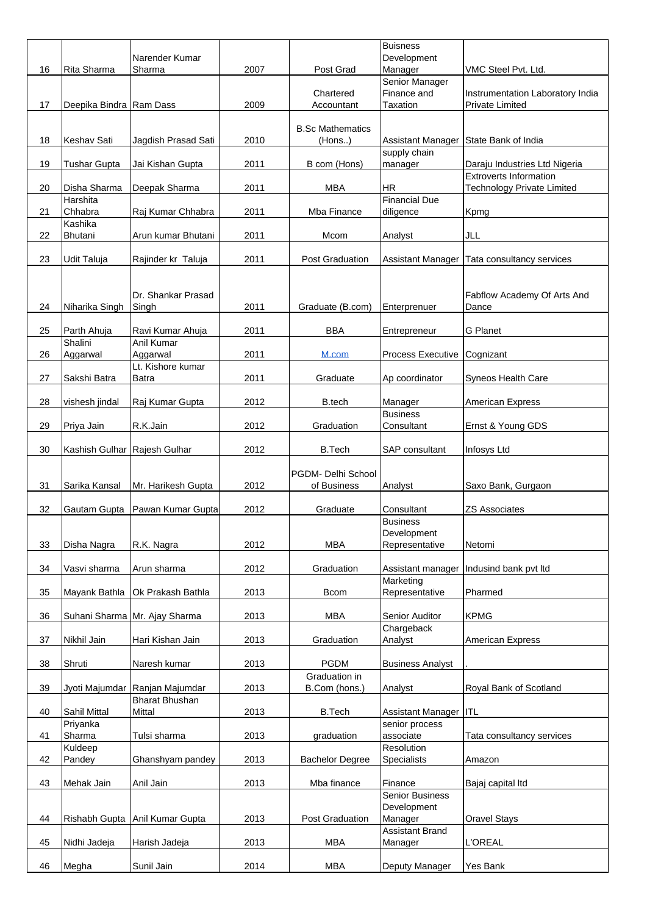| | | | | | | |
|---|---|---|---|---|---|---|
| 16 | Rita Sharma | Narender Kumar Sharma | 2007 | Post Grad | Buisness Development Manager | VMC Steel Pvt. Ltd. |
| 17 | Deepika Bindra | Ram Dass | 2009 | Chartered Accountant | Senior Manager Finance and Taxation | Instrumentation Laboratory India Private Limited |
| 18 | Keshav Sati | Jagdish Prasad Sati | 2010 | B.Sc Mathematics (Hons..) | Assistant Manager | State Bank of India |
| 19 | Tushar Gupta | Jai Kishan Gupta | 2011 | B com (Hons) | supply chain manager | Daraju Industries Ltd Nigeria |
| 20 | Disha Sharma | Deepak Sharma | 2011 | MBA | HR | Extroverts Information Technology Private Limited |
| 21 | Harshita Chhabra | Raj Kumar Chhabra | 2011 | Mba Finance | Financial Due diligence | Kpmg |
| 22 | Kashika Bhutani | Arun kumar Bhutani | 2011 | Mcom | Analyst | JLL |
| 23 | Udit Taluja | Rajinder kr Taluja | 2011 | Post Graduation | Assistant Manager | Tata consultancy services |
| 24 | Niharika Singh | Dr. Shankar Prasad Singh | 2011 | Graduate (B.com) | Enterprenuer | Fabflow Academy Of Arts And Dance |
| 25 | Parth Ahuja | Ravi Kumar Ahuja | 2011 | BBA | Entrepreneur | G Planet |
| 26 | Shalini Aggarwal | Anil Kumar Aggarwal | 2011 | M.com | Process Executive | Cognizant |
| 27 | Sakshi Batra | Lt. Kishore kumar Batra | 2011 | Graduate | Ap coordinator | Syneos Health Care |
| 28 | vishesh jindal | Raj Kumar Gupta | 2012 | B.tech | Manager | American Express |
| 29 | Priya Jain | R.K.Jain | 2012 | Graduation | Business Consultant | Ernst & Young GDS |
| 30 | Kashish Gulhar | Rajesh Gulhar | 2012 | B.Tech | SAP consultant | Infosys Ltd |
| 31 | Sarika Kansal | Mr. Harikesh Gupta | 2012 | PGDM- Delhi School of Business | Analyst | Saxo Bank, Gurgaon |
| 32 | Gautam Gupta | Pawan Kumar Gupta | 2012 | Graduate | Consultant | ZS Associates |
| 33 | Disha Nagra | R.K. Nagra | 2012 | MBA | Business Development Representative | Netomi |
| 34 | Vasvi sharma | Arun sharma | 2012 | Graduation | Assistant manager | Indusind bank pvt ltd |
| 35 | Mayank Bathla | Ok Prakash Bathla | 2013 | Bcom | Marketing Representative | Pharmed |
| 36 | Suhani Sharma | Mr. Ajay Sharma | 2013 | MBA | Senior Auditor | KPMG |
| 37 | Nikhil Jain | Hari Kishan Jain | 2013 | Graduation | Chargeback Analyst | American Express |
| 38 | Shruti | Naresh kumar | 2013 | PGDM | Business Analyst | . |
| 39 | Jyoti Majumdar | Ranjan Majumdar | 2013 | Graduation in B.Com (hons.) | Analyst | Royal Bank of Scotland |
| 40 | Sahil Mittal | Bharat Bhushan Mittal | 2013 | B.Tech | Assistant Manager | ITL |
| 41 | Priyanka Sharma | Tulsi sharma | 2013 | graduation | senior process associate | Tata consultancy services |
| 42 | Kuldeep Pandey | Ghanshyam pandey | 2013 | Bachelor Degree | Resolution Specialists | Amazon |
| 43 | Mehak Jain | Anil Jain | 2013 | Mba finance | Finance | Bajaj capital ltd |
| 44 | Rishabh Gupta | Anil Kumar Gupta | 2013 | Post Graduation | Senior Business Development Manager | Oravel Stays |
| 45 | Nidhi Jadeja | Harish Jadeja | 2013 | MBA | Assistant Brand Manager | L'OREAL |
| 46 | Megha | Sunil Jain | 2014 | MBA | Deputy Manager | Yes Bank |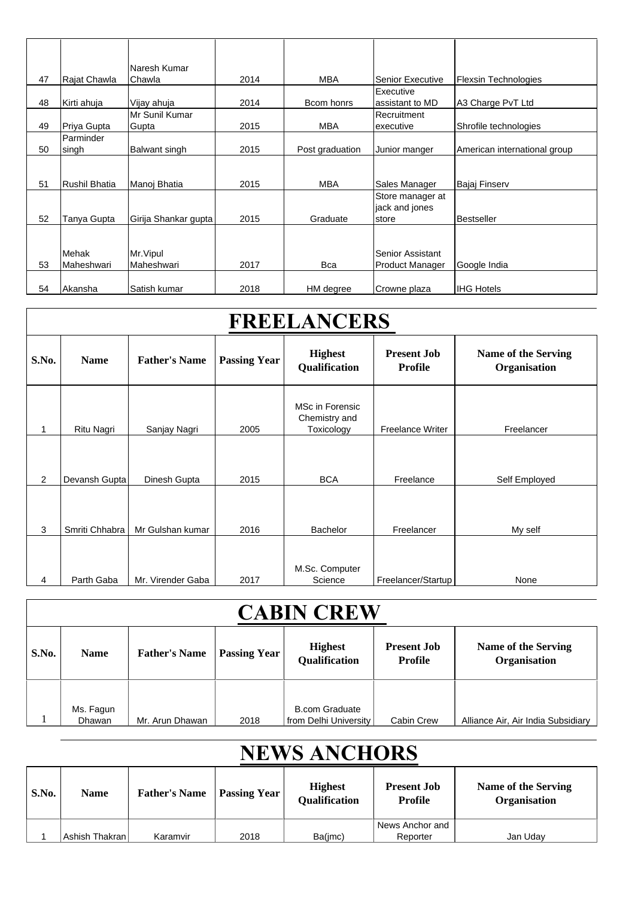| | | | | | | |
|---|---|---|---|---|---|---|
| 47 | Rajat Chawla | Naresh Kumar Chawla | 2014 | MBA | Senior Executive | Flexsin Technologies |
| 48 | Kirti ahuja | Vijay ahuja | 2014 | Bcom honrs | Executive assistant to MD | A3 Charge PvT Ltd |
| 49 | Priya Gupta | Mr Sunil Kumar Gupta | 2015 | MBA | Recruitment executive | Shrofile technologies |
| 50 | Parminder singh | Balwant singh | 2015 | Post graduation | Junior manger | American international group |
| 51 | Rushil Bhatia | Manoj Bhatia | 2015 | MBA | Sales Manager | Bajaj Finserv |
| 52 | Tanya Gupta | Girija Shankar gupta | 2015 | Graduate | Store manager at jack and jones store | Bestseller |
| 53 | Mehak Maheshwari | Mr.Vipul Maheshwari | 2017 | Bca | Senior Assistant Product Manager | Google India |
| 54 | Akansha | Satish kumar | 2018 | HM degree | Crowne plaza | IHG Hotels |

# FREELANCERS

| S.No. | Name | Father's Name | Passing Year | Highest Qualification | Present Job Profile | Name of the Serving Organisation |
|---|---|---|---|---|---|---|
| 1 | Ritu Nagri | Sanjay Nagri | 2005 | MSc in Forensic Chemistry and Toxicology | Freelance Writer | Freelancer |
| 2 | Devansh Gupta | Dinesh Gupta | 2015 | BCA | Freelance | Self Employed |
| 3 | Smriti Chhabra | Mr Gulshan kumar | 2016 | Bachelor | Freelancer | My self |
| 4 | Parth Gaba | Mr. Virender Gaba | 2017 | M.Sc. Computer Science | Freelancer/Startup | None |

# CABIN CREW

| S.No. | Name | Father's Name | Passing Year | Highest Qualification | Present Job Profile | Name of the Serving Organisation |
|---|---|---|---|---|---|---|
| 1 | Ms. Fagun Dhawan | Mr. Arun Dhawan | 2018 | B.com Graduate from Delhi University | Cabin Crew | Alliance Air, Air India Subsidiary |

# NEWS ANCHORS

| S.No. | Name | Father's Name | Passing Year | Highest Qualification | Present Job Profile | Name of the Serving Organisation |
|---|---|---|---|---|---|---|
| 1 | Ashish Thakran | Karamvir | 2018 | Ba(jmc) | News Anchor and Reporter | Jan Uday |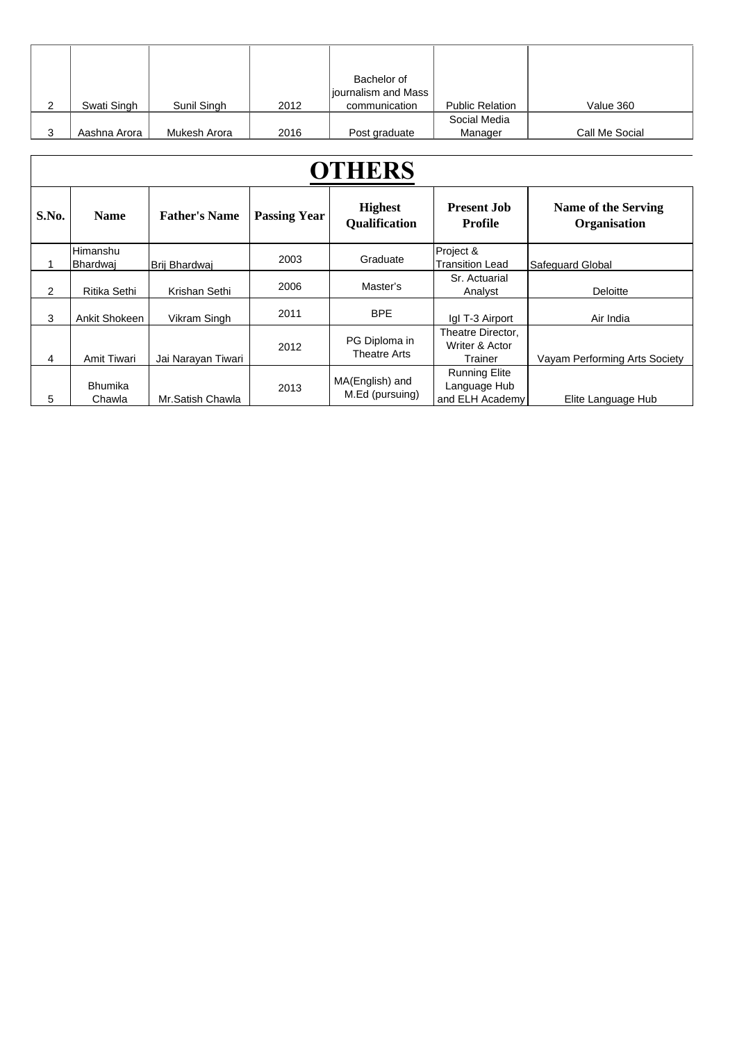| | | | | | | |
|---|---|---|---|---|---|---|
| 2 | Swati Singh | Sunil Singh | 2012 | Bachelor of journalism and Mass communication | Public Relation | Value 360 |
| 3 | Aashna Arora | Mukesh Arora | 2016 | Post graduate | Social Media Manager | Call Me Social |

# OTHERS

| S.No. | Name | Father's Name | Passing Year | Highest Qualification | Present Job Profile | Name of the Serving Organisation |
|---|---|---|---|---|---|---|
| 1 | Himanshu Bhardwaj | Brij Bhardwaj | 2003 | Graduate | Project & Transition Lead | Safeguard Global |
| 2 | Ritika Sethi | Krishan Sethi | 2006 | Master's | Sr. Actuarial Analyst | Deloitte |
| 3 | Ankit Shokeen | Vikram Singh | 2011 | BPE | Igl T-3 Airport | Air India |
| 4 | Amit Tiwari | Jai Narayan Tiwari | 2012 | PG Diploma in Theatre Arts | Theatre Director, Writer & Actor Trainer | Vayam Performing Arts Society |
| 5 | Bhumika Chawla | Mr.Satish Chawla | 2013 | MA(English) and M.Ed (pursuing) | Running Elite Language Hub and ELH Academy | Elite Language Hub |